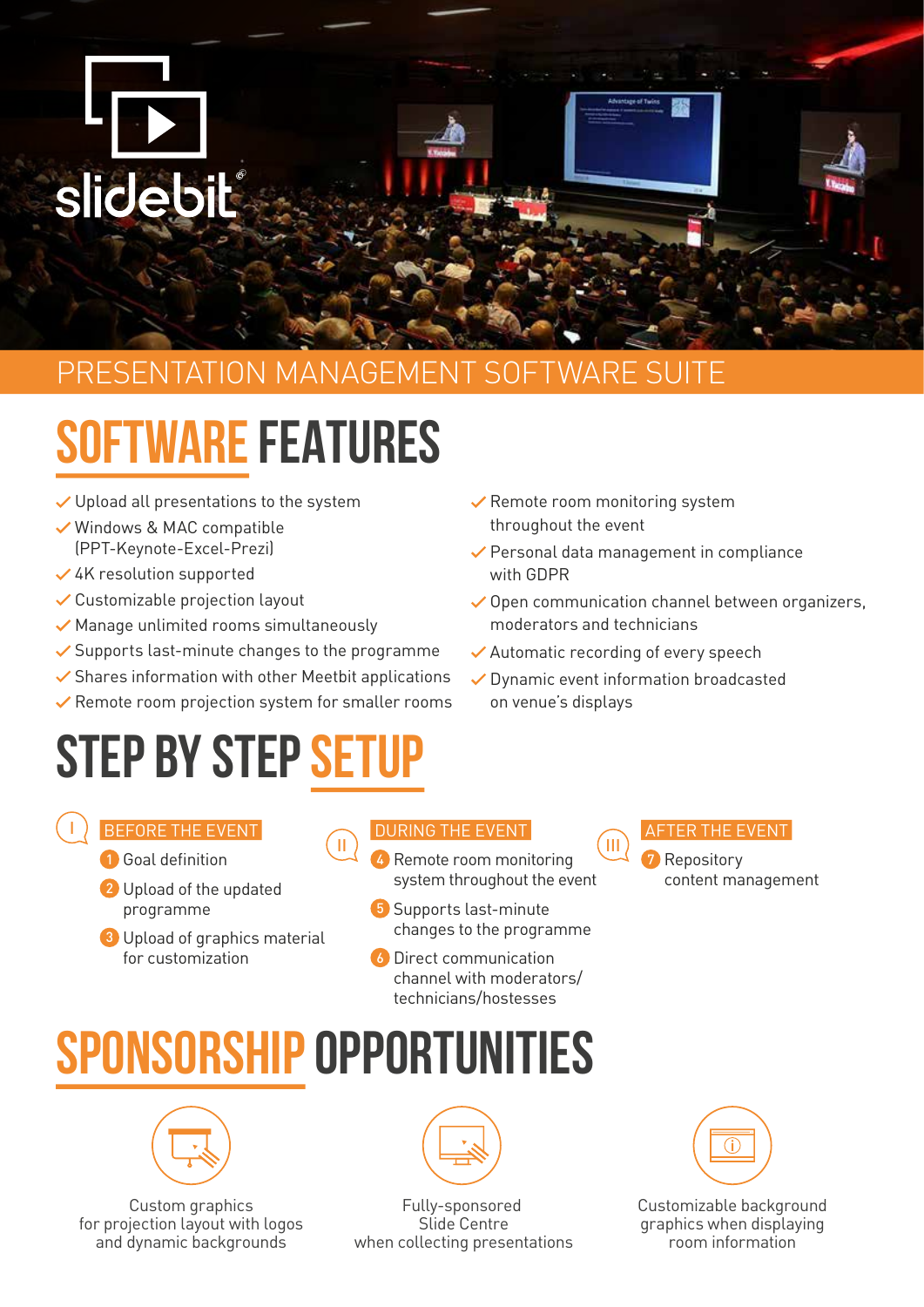slidebit®

PRESENTATION MANAGEMENT SOFTWARE SUITE

# SOFTWARE FEATURES

- ✓ Upload all presentations to the system
- ✓ Windows & MAC compatible (PPT-Keynote-Excel-Prezi)
- ✓ 4K resolution supported
- ✓ Customizable projection layout
- ✓ Manage unlimited rooms simultaneously
- ✓ Supports last-minute changes to the programme
- ✓ Shares information with other Meetbit applications
- ✓ Remote room projection system for smaller rooms
- ✓ Remote room monitoring system throughout the event
- ✓ Personal data management in compliance with GDPR
- ✓ Open communication channel between organizers, moderators and technicians
- ✓ Automatic recording of every speech
- ✓ Dynamic event information broadcasted on venue's displays

# STEP BY STEP SETUP

## I BEFORE THE EVENT

1. Goal definition
2. Upload of the updated programme
3. Upload of graphics material for customization

## II DURING THE EVENT

4. Remote room monitoring system throughout the event
5. Supports last-minute changes to the programme
6. Direct communication channel with moderators/ technicians/hostesses

## III AFTER THE EVENT

7. Repository content management

# SPONSORSHIP OPPORTUNITIES

Custom graphics for projection layout with logos and dynamic backgrounds

Fully-sponsored Slide Centre when collecting presentations

Customizable background graphics when displaying room information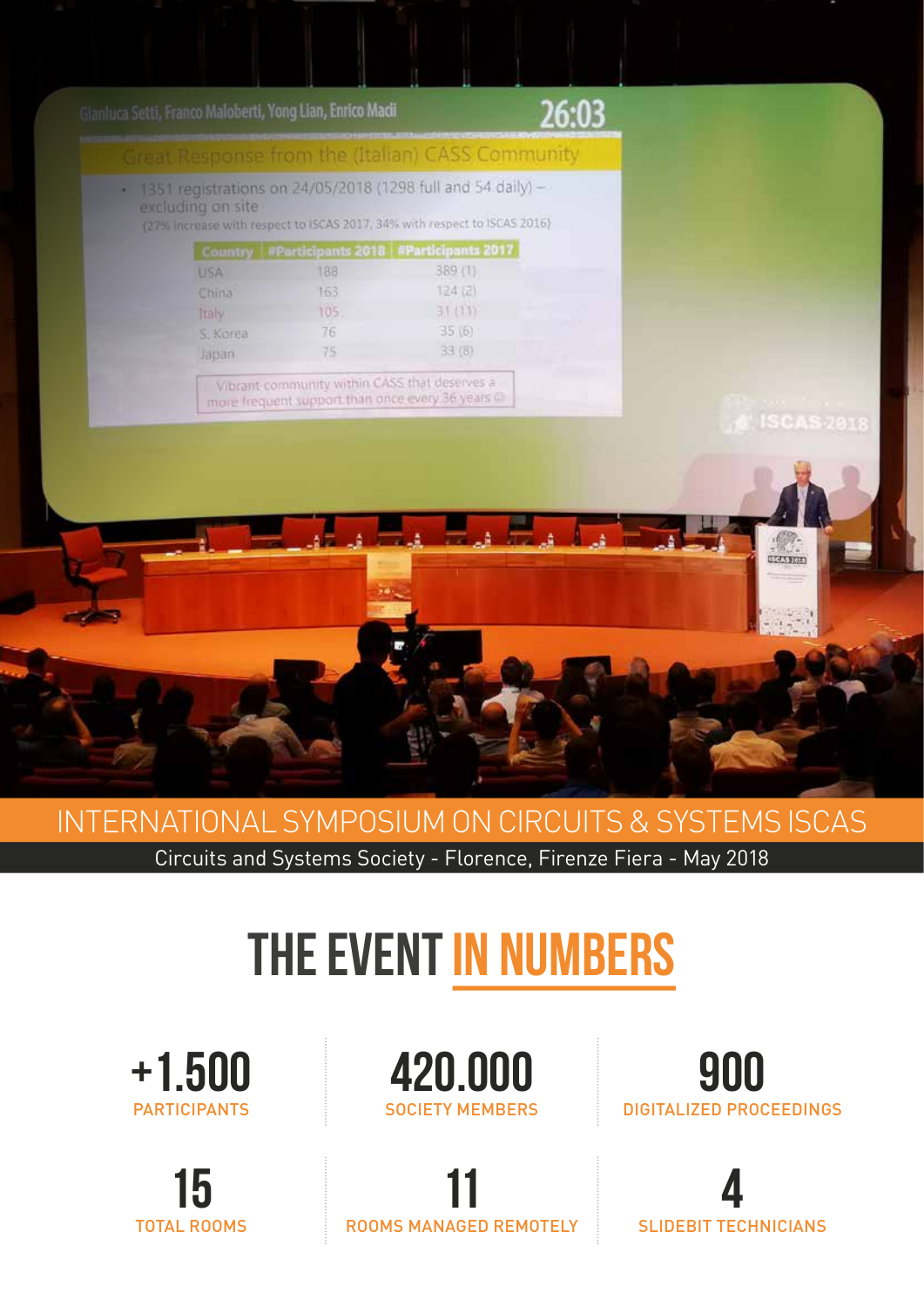INTERNATIONAL SYMPOSIUM ON CIRCUITS & SYSTEMS ISCAS

Circuits and Systems Society - Florence, Firenze Fiera - May 2018

# THE EVENT IN NUMBERS

**+1.500**
PARTICIPANTS

**420.000**
SOCIETY MEMBERS

**900**
DIGITALIZED PROCEEDINGS

**15**
TOTAL ROOMS

**11**
ROOMS MANAGED REMOTELY

**4**
SLIDEBIT TECHNICIANS